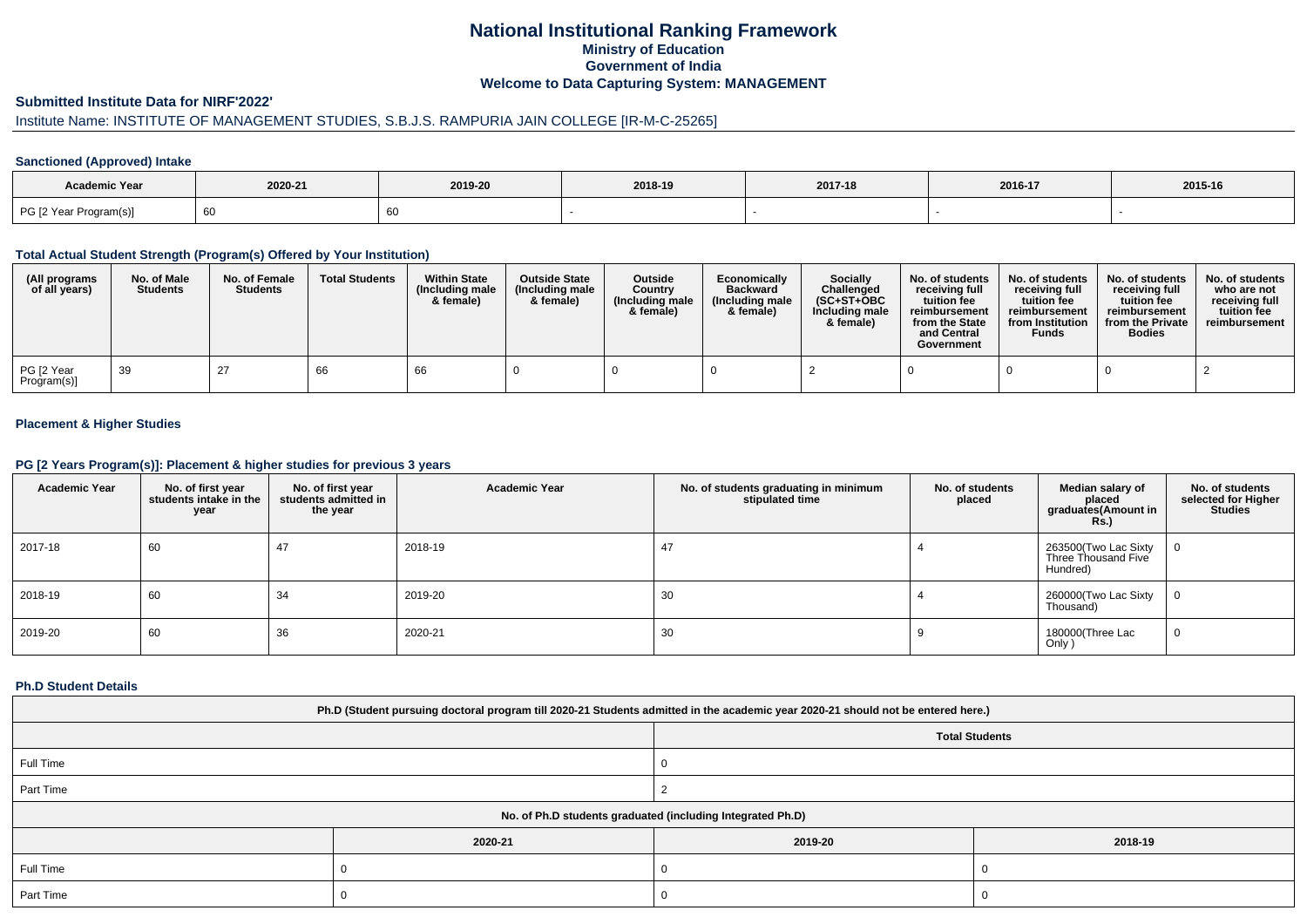# National Institutional Ranking Framework

## Ministry of Education

## Government of India

## Welcome to Data Capturing System: MANAGEMENT

### Submitted Institute Data for NIRF'2022'

Institute Name: INSTITUTE OF MANAGEMENT STUDIES, S.B.J.S. RAMPURIA JAIN COLLEGE [IR-M-C-25265]

#### Sanctioned (Approved) Intake

| Academic Year | 2020-21 | 2019-20 | 2018-19 | 2017-18 | 2016-17 | 2015-16 |
|---|---|---|---|---|---|---|
| PG [2 Year Program(s)] | 60 | 60 | - | - | - | - |

#### Total Actual Student Strength (Program(s) Offered by Your Institution)

| (All programs of all years) | No. of Male Students | No. of Female Students | Total Students | Within State (Including male & female) | Outside State (Including male & female) | Outside Country (Including male & female) | Economically Backward (Including male & female) | Socially Challenged (SC+ST+OBC Including male & female) | No. of students receiving full tuition fee reimbursement from the State and Central Government | No. of students receiving full tuition fee reimbursement from Institution Funds | No. of students receiving full tuition fee reimbursement from the Private Bodies | No. of students who are not receiving full tuition fee reimbursement |
|---|---|---|---|---|---|---|---|---|---|---|---|---|
| PG [2 Year Program(s)] | 39 | 27 | 66 | 66 | 0 | 0 | 0 | 2 | 0 | 0 | 0 | 2 |

#### Placement & Higher Studies

#### PG [2 Years Program(s)]: Placement & higher studies for previous 3 years

| Academic Year | No. of first year students intake in the year | No. of first year students admitted in the year | Academic Year | No. of students graduating in minimum stipulated time | No. of students placed | Median salary of placed graduates(Amount in Rs.) | No. of students selected for Higher Studies |
|---|---|---|---|---|---|---|---|
| 2017-18 | 60 | 47 | 2018-19 | 47 | 4 | 263500(Two Lac Sixty Three Thousand Five Hundred) | 0 |
| 2018-19 | 60 | 34 | 2019-20 | 30 | 4 | 260000(Two Lac Sixty Thousand) | 0 |
| 2019-20 | 60 | 36 | 2020-21 | 30 | 9 | 180000(Three Lac Only ) | 0 |

#### Ph.D Student Details

| Ph.D (Student pursuing doctoral program till 2020-21 Students admitted in the academic year 2020-21 should not be entered here.) | |
|---|---|
| | Total Students |
| Full Time | 0 |
| Part Time | 2 |

| No. of Ph.D students graduated (including Integrated Ph.D) | | | |
|---|---|---|---|
| | 2020-21 | 2019-20 | 2018-19 |
| Full Time | 0 | 0 | 0 |
| Part Time | 0 | 0 | 0 |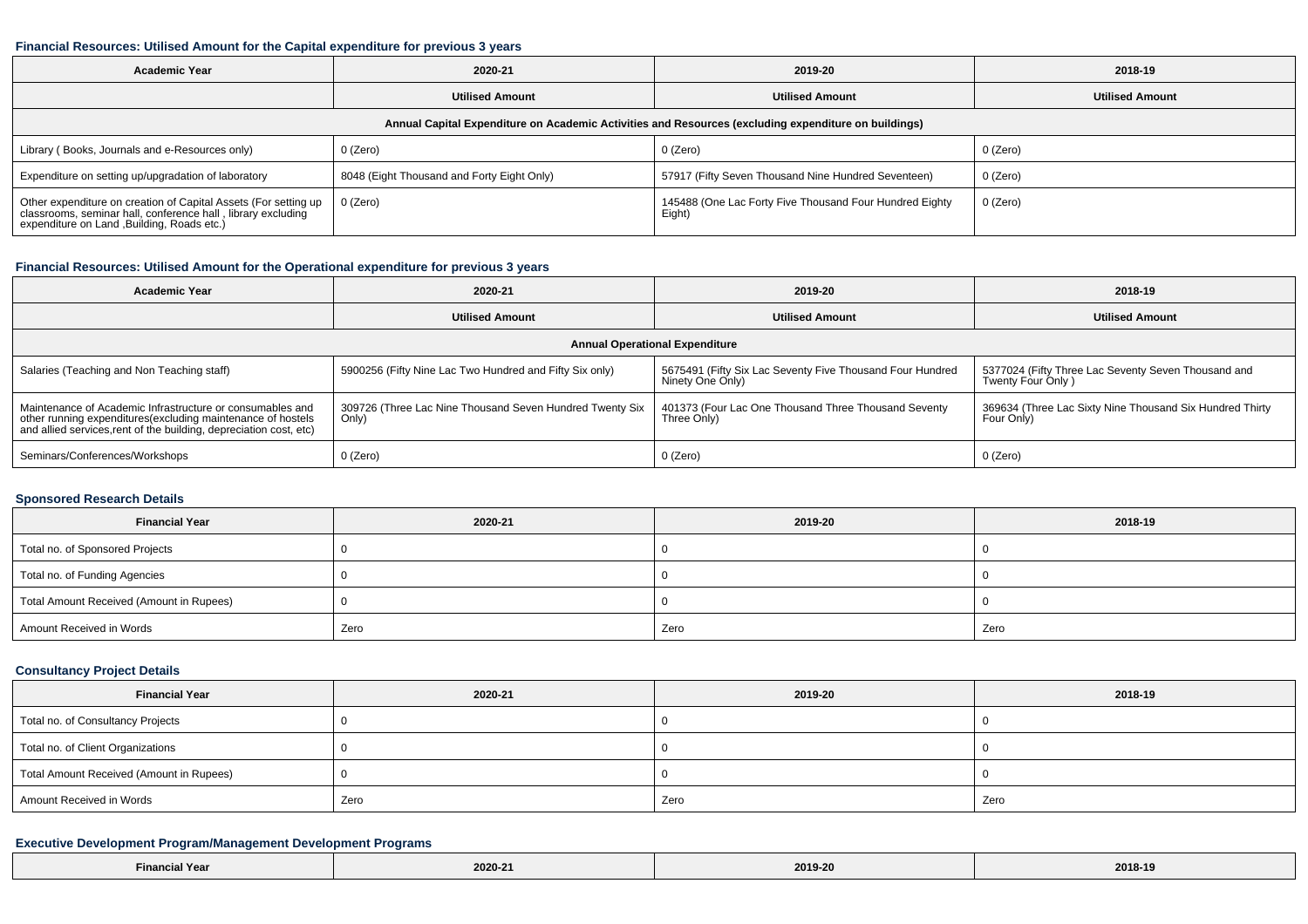### Financial Resources: Utilised Amount for the Capital expenditure for previous 3 years

| Academic Year | 2020-21 | 2019-20 | 2018-19 |
|---|---|---|---|
| | Utilised Amount | Utilised Amount | Utilised Amount |
| Annual Capital Expenditure on Academic Activities and Resources (excluding expenditure on buildings) | | | |
| Library ( Books, Journals and e-Resources only) | 0 (Zero) | 0 (Zero) | 0 (Zero) |
| Expenditure on setting up/upgradation of laboratory | 8048 (Eight Thousand and Forty Eight Only) | 57917 (Fifty Seven Thousand Nine Hundred Seventeen) | 0 (Zero) |
| Other expenditure on creation of Capital Assets (For setting up classrooms, seminar hall, conference hall , library excluding expenditure on Land ,Building, Roads etc.) | 0 (Zero) | 145488 (One Lac Forty Five Thousand Four Hundred Eighty Eight) | 0 (Zero) |

### Financial Resources: Utilised Amount for the Operational expenditure for previous 3 years

| Academic Year | 2020-21 | 2019-20 | 2018-19 |
|---|---|---|---|
| | Utilised Amount | Utilised Amount | Utilised Amount |
| Annual Operational Expenditure | | | |
| Salaries (Teaching and Non Teaching staff) | 5900256 (Fifty Nine Lac Two Hundred and Fifty Six only) | 5675491 (Fifty Six Lac Seventy Five Thousand Four Hundred Ninety One Only) | 5377024 (Fifty Three Lac Seventy Seven Thousand and Twenty Four Only ) |
| Maintenance of Academic Infrastructure or consumables and other running expenditures(excluding maintenance of hostels and allied services,rent of the building, depreciation cost, etc) | 309726 (Three Lac Nine Thousand Seven Hundred Twenty Six Only) | 401373 (Four Lac One Thousand Three Thousand Seventy Three Only) | 369634 (Three Lac Sixty Nine Thousand Six Hundred Thirty Four Only) |
| Seminars/Conferences/Workshops | 0 (Zero) | 0 (Zero) | 0 (Zero) |

### Sponsored Research Details

| Financial Year | 2020-21 | 2019-20 | 2018-19 |
|---|---|---|---|
| Total no. of Sponsored Projects | 0 | 0 | 0 |
| Total no. of Funding Agencies | 0 | 0 | 0 |
| Total Amount Received (Amount in Rupees) | 0 | 0 | 0 |
| Amount Received in Words | Zero | Zero | Zero |

### Consultancy Project Details

| Financial Year | 2020-21 | 2019-20 | 2018-19 |
|---|---|---|---|
| Total no. of Consultancy Projects | 0 | 0 | 0 |
| Total no. of Client Organizations | 0 | 0 | 0 |
| Total Amount Received (Amount in Rupees) | 0 | 0 | 0 |
| Amount Received in Words | Zero | Zero | Zero |

### Executive Development Program/Management Development Programs

| Financial Year | 2020-21 | 2019-20 | 2018-19 |
|---|---|---|---|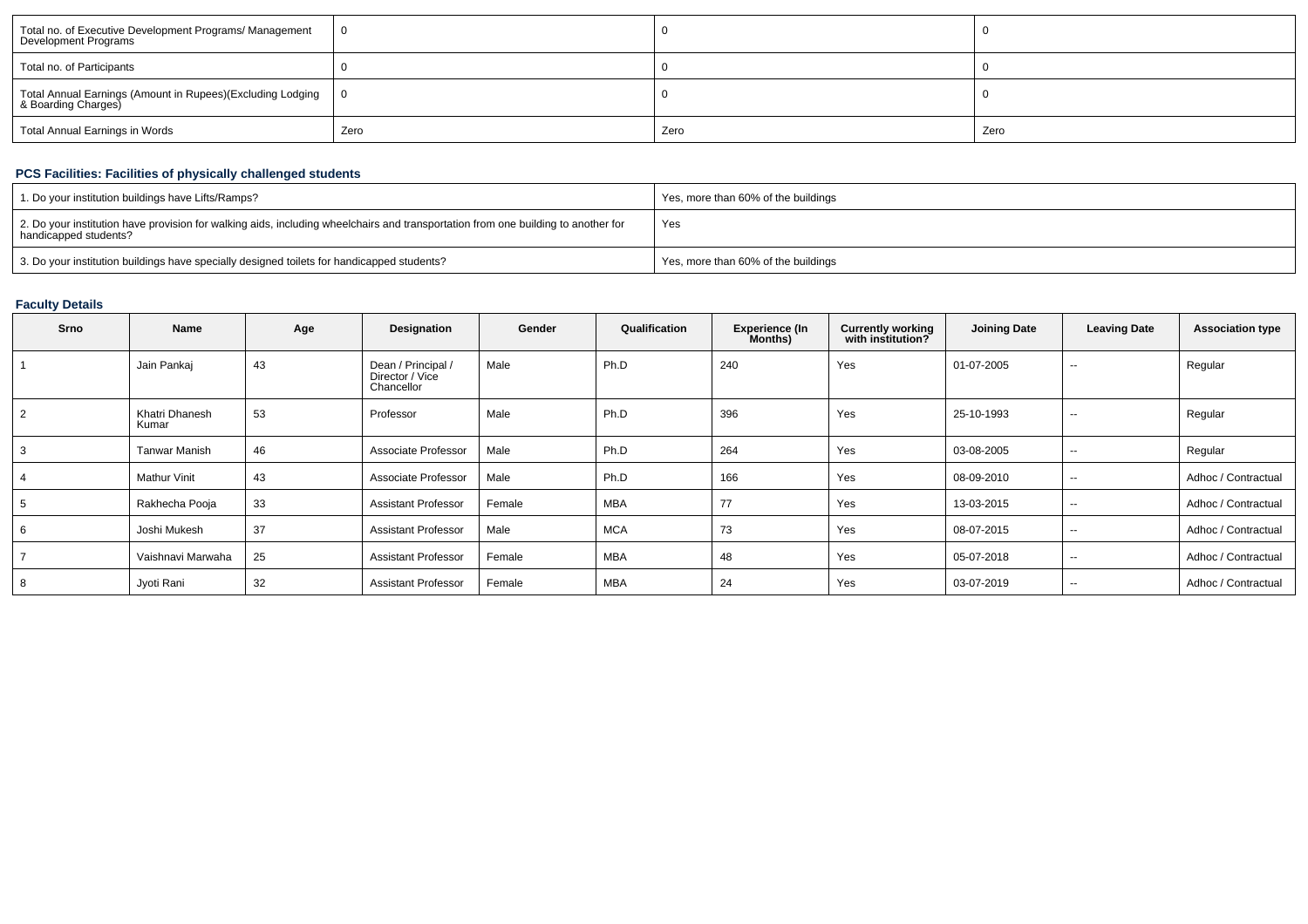| | | | |
|---|---|---|---|
| Total no. of Executive Development Programs/ Management Development Programs | 0 | 0 | 0 |
| Total no. of Participants | 0 | 0 | 0 |
| Total Annual Earnings (Amount in Rupees)(Excluding Lodging & Boarding Charges) | 0 | 0 | 0 |
| Total Annual Earnings in Words | Zero | Zero | Zero |

## PCS Facilities: Facilities of physically challenged students

| | |
|---|---|
| 1. Do your institution buildings have Lifts/Ramps? | Yes, more than 60% of the buildings |
| 2. Do your institution have provision for walking aids, including wheelchairs and transportation from one building to another for handicapped students? | Yes |
| 3. Do your institution buildings have specially designed toilets for handicapped students? | Yes, more than 60% of the buildings |

## Faculty Details

| Srno | Name | Age | Designation | Gender | Qualification | Experience (In Months) | Currently working with institution? | Joining Date | Leaving Date | Association type |
|---|---|---|---|---|---|---|---|---|---|---|
| 1 | Jain Pankaj | 43 | Dean / Principal / Director / Vice Chancellor | Male | Ph.D | 240 | Yes | 01-07-2005 | -- | Regular |
| 2 | Khatri Dhanesh Kumar | 53 | Professor | Male | Ph.D | 396 | Yes | 25-10-1993 | -- | Regular |
| 3 | Tanwar Manish | 46 | Associate Professor | Male | Ph.D | 264 | Yes | 03-08-2005 | -- | Regular |
| 4 | Mathur Vinit | 43 | Associate Professor | Male | Ph.D | 166 | Yes | 08-09-2010 | -- | Adhoc / Contractual |
| 5 | Rakhecha Pooja | 33 | Assistant Professor | Female | MBA | 77 | Yes | 13-03-2015 | -- | Adhoc / Contractual |
| 6 | Joshi Mukesh | 37 | Assistant Professor | Male | MCA | 73 | Yes | 08-07-2015 | -- | Adhoc / Contractual |
| 7 | Vaishnavi Marwaha | 25 | Assistant Professor | Female | MBA | 48 | Yes | 05-07-2018 | -- | Adhoc / Contractual |
| 8 | Jyoti Rani | 32 | Assistant Professor | Female | MBA | 24 | Yes | 03-07-2019 | -- | Adhoc / Contractual |